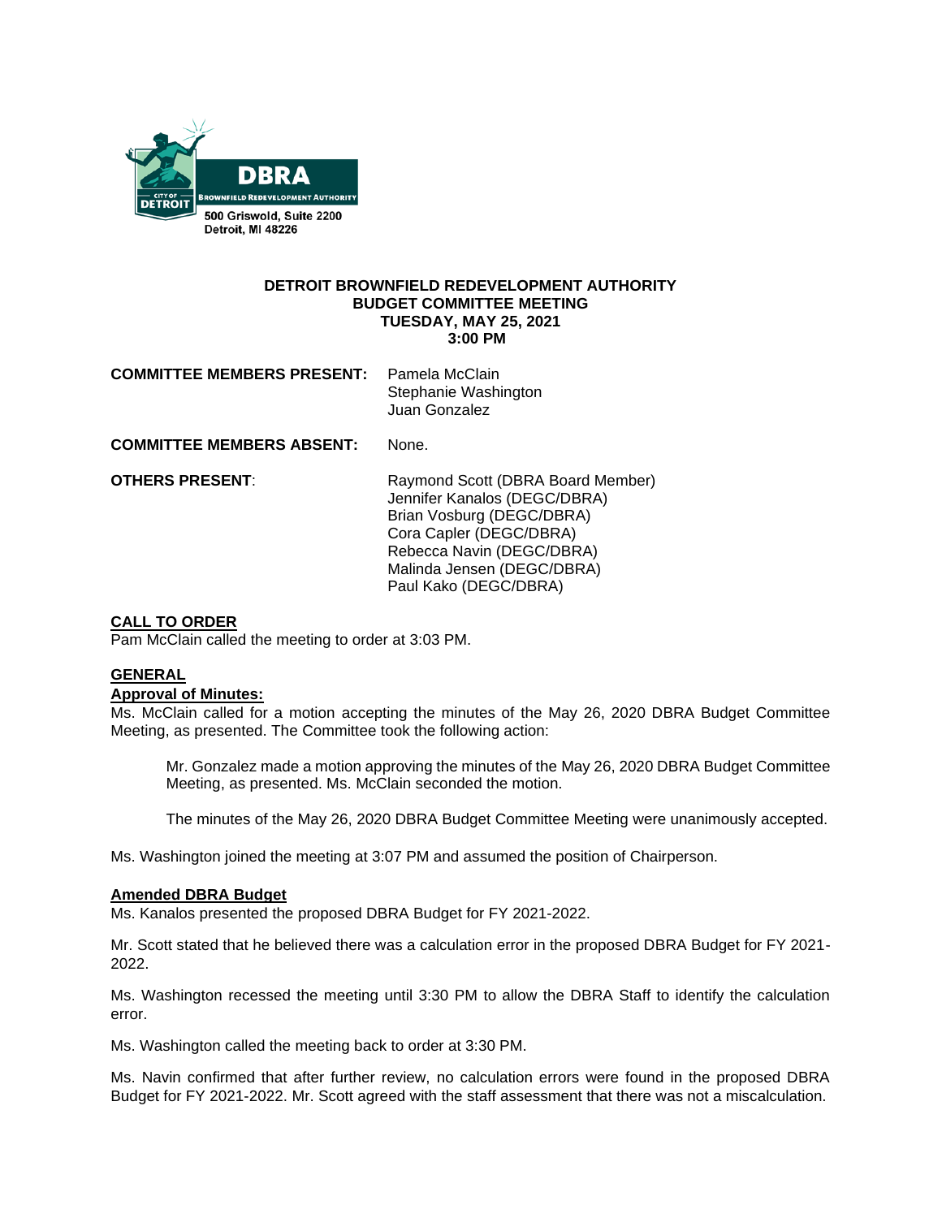DBRA

BROWNFIELD REDEVELOPMENT AUTHORITY

500 Griswold, Suite 2200
Detroit, MI 48226

**DETROIT BROWNFIELD REDEVELOPMENT AUTHORITY**
**BUDGET COMMITTEE MEETING**
**TUESDAY, MAY 25, 2021**
**3:00 PM**

**COMMITTEE MEMBERS PRESENT:** Pamela McClain
Stephanie Washington
Juan Gonzalez

**COMMITTEE MEMBERS ABSENT:** None.

**OTHERS PRESENT:** Raymond Scott (DBRA Board Member)
Jennifer Kanalos (DEGC/DBRA)
Brian Vosburg (DEGC/DBRA)
Cora Capler (DEGC/DBRA)
Rebecca Navin (DEGC/DBRA)
Malinda Jensen (DEGC/DBRA)
Paul Kako (DEGC/DBRA)

**CALL TO ORDER**

Pam McClain called the meeting to order at 3:03 PM.

**GENERAL**

**Approval of Minutes:**

Ms. McClain called for a motion accepting the minutes of the May 26, 2020 DBRA Budget Committee Meeting, as presented. The Committee took the following action:

> Mr. Gonzalez made a motion approving the minutes of the May 26, 2020 DBRA Budget Committee Meeting, as presented. Ms. McClain seconded the motion.
>
> The minutes of the May 26, 2020 DBRA Budget Committee Meeting were unanimously accepted.

Ms. Washington joined the meeting at 3:07 PM and assumed the position of Chairperson.

**Amended DBRA Budget**

Ms. Kanalos presented the proposed DBRA Budget for FY 2021-2022.

Mr. Scott stated that he believed there was a calculation error in the proposed DBRA Budget for FY 2021-2022.

Ms. Washington recessed the meeting until 3:30 PM to allow the DBRA Staff to identify the calculation error.

Ms. Washington called the meeting back to order at 3:30 PM.

Ms. Navin confirmed that after further review, no calculation errors were found in the proposed DBRA Budget for FY 2021-2022. Mr. Scott agreed with the staff assessment that there was not a miscalculation.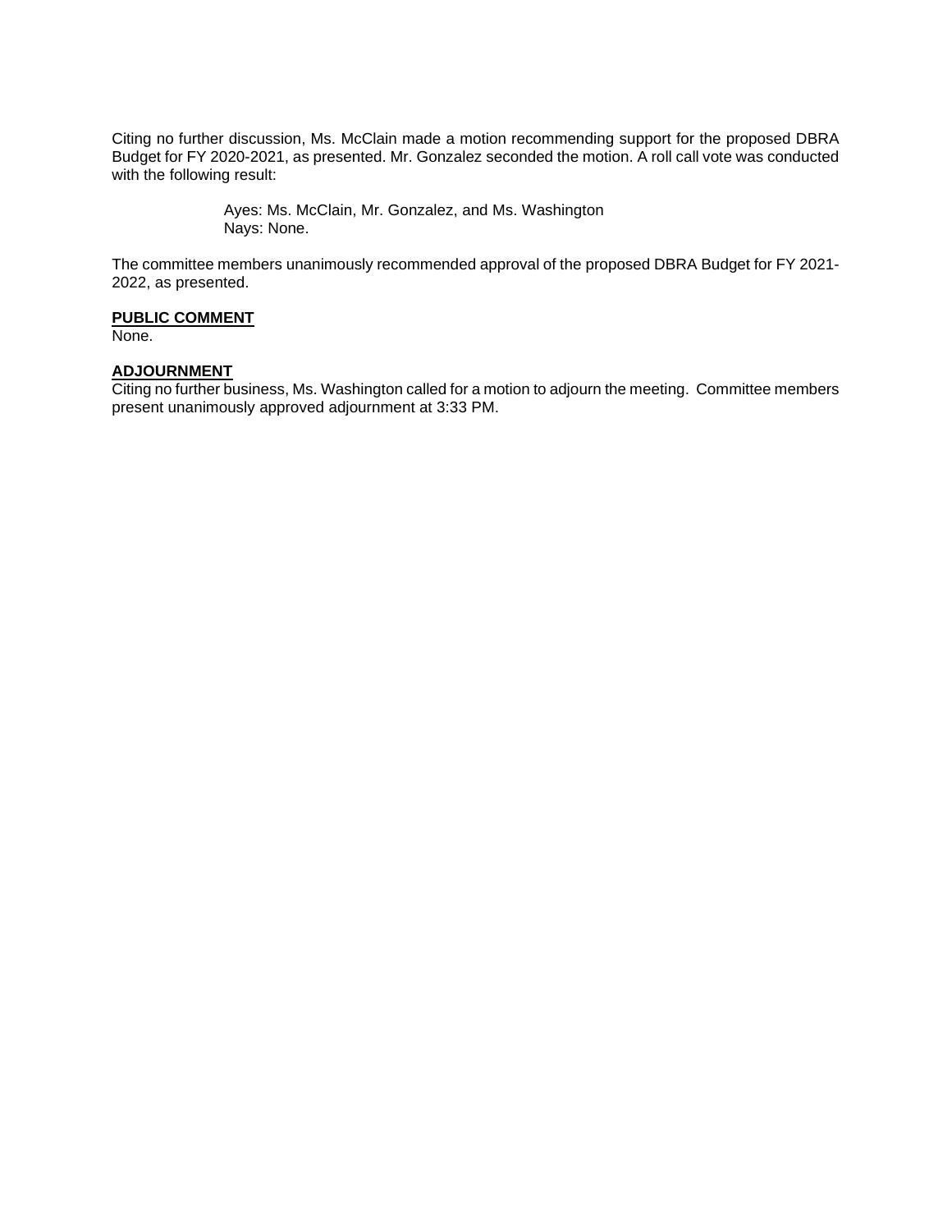Citing no further discussion, Ms. McClain made a motion recommending support for the proposed DBRA Budget for FY 2020-2021, as presented. Mr. Gonzalez seconded the motion. A roll call vote was conducted with the following result:

> Ayes: Ms. McClain, Mr. Gonzalez, and Ms. Washington
> Nays: None.

The committee members unanimously recommended approval of the proposed DBRA Budget for FY 2021-2022, as presented.

**PUBLIC COMMENT**

None.

**ADJOURNMENT**

Citing no further business, Ms. Washington called for a motion to adjourn the meeting. Committee members present unanimously approved adjournment at 3:33 PM.